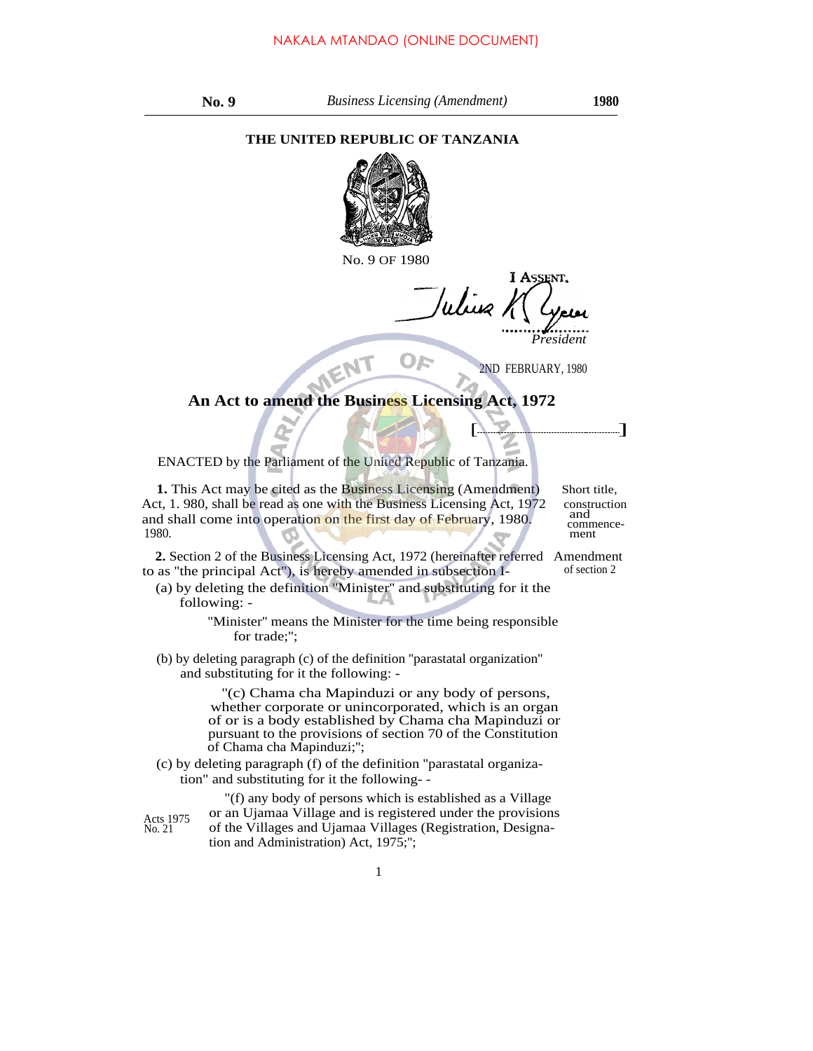NAKALA MTANDAO (ONLINE DOCUMENT)

**THE UNITED REPUBLIC OF TANZANIA**

No. 9 OF 1980

I ASSENT,

Julius K. Nyerere
*President*

2ND FEBRUARY, 1980

## An Act to amend the Business Licensing Act, 1972

[..........................................]

ENACTED by the Parliament of the United Republic of Tanzania.

Short title, construction and commencement

**1.** This Act may be cited as the Business Licensing (Amendment) Act, 1. 980, shall be read as one with the Business Licensing Act, 1972 and shall come into operation on the first day of February, 1980. 1980.

Amendment of section 2

**2.** Section 2 of the Business Licensing Act, 1972 (hereinafter referred to as "the principal Act"), is hereby amended in subsection I-

(a) by deleting the definition "Minister" and substituting for it the following: -

> "Minister" means the Minister for the time being responsible for trade;";

(b) by deleting paragraph (c) of the definition "parastatal organization" and substituting for it the following: -

> "(c) Chama cha Mapinduzi or any body of persons, whether corporate or unincorporated, which is an organ of or is a body established by Chama cha Mapinduzi or pursuant to the provisions of section 70 of the Constitution of Chama cha Mapinduzi;";

(c) by deleting paragraph (f) of the definition "parastatal organization" and substituting for it the following- -

Acts 1975 No. 21

> "(f) any body of persons which is established as a Village or an Ujamaa Village and is registered under the provisions of the Villages and Ujamaa Villages (Registration, Designation and Administration) Act, 1975;";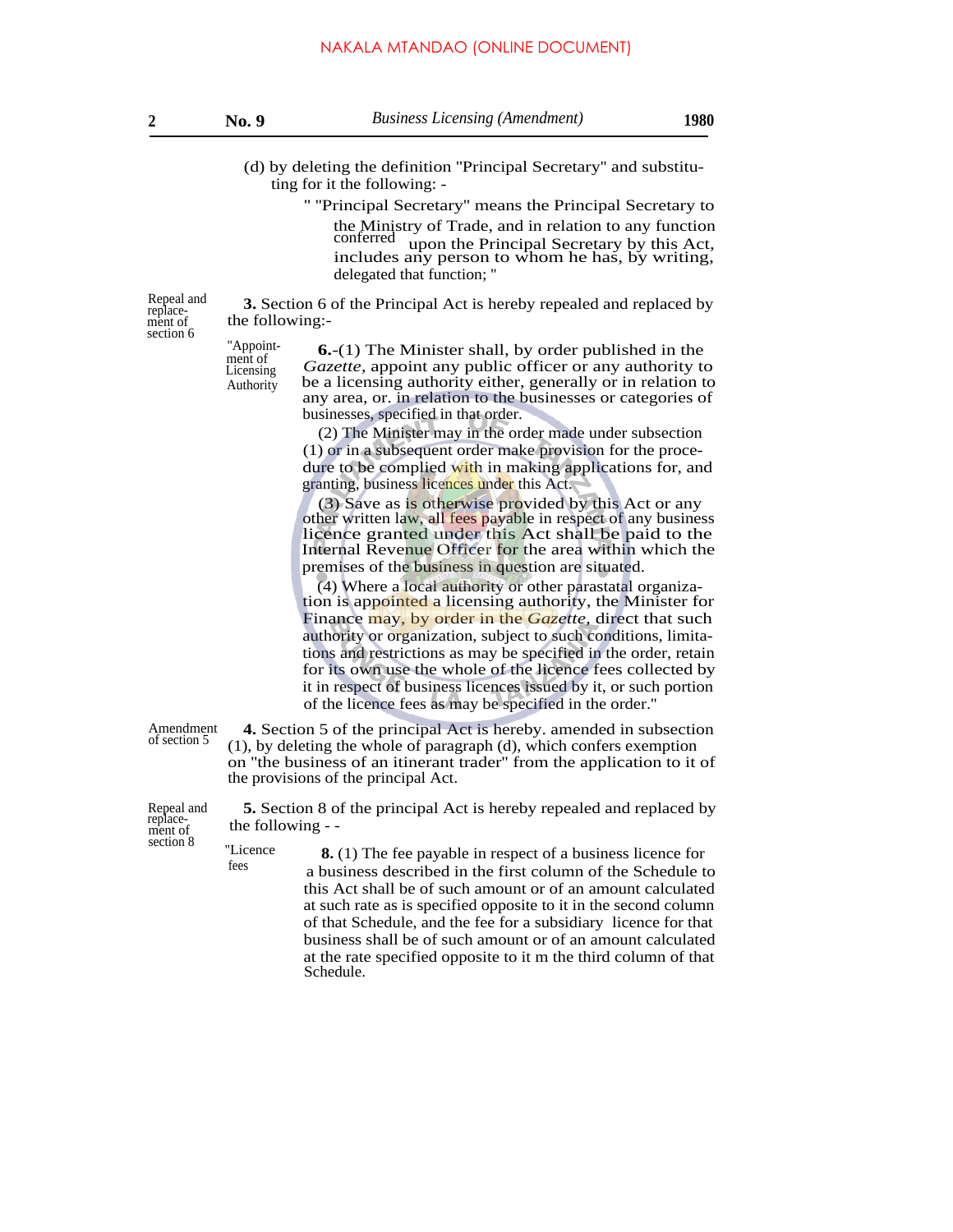(d) by deleting the definition "Principal Secretary" and substituting for it the following: -

" "Principal Secretary" means the Principal Secretary to the Ministry of Trade, and in relation to any function conferred upon the Principal Secretary by this Act, includes any person to whom he has, by writing, delegated that function; "

*Repeal and replacement of section 6*

**3.** Section 6 of the Principal Act is hereby repealed and replaced by the following:-

*"Appointment of Licensing Authority*

**6.**-(1) The Minister shall, by order published in the *Gazette*, appoint any public officer or any authority to be a licensing authority either, generally or in relation to any area, or. in relation to the businesses or categories of businesses, specified in that order.

(2) The Minister may in the order made under subsection (1) or in a subsequent order make provision for the procedure to be complied with in making applications for, and granting, business licences under this Act.

(3) Save as is otherwise provided by this Act or any other written law, all fees payable in respect of any business licence granted under this Act shall be paid to the Internal Revenue Officer for the area within which the premises of the business in question are situated.

(4) Where a local authority or other parastatal organization is appointed a licensing authority, the Minister for Finance may, by order in the *Gazette*, direct that such authority or organization, subject to such conditions, limitations and restrictions as may be specified in the order, retain for its own use the whole of the licence fees collected by it in respect of business licences issued by it, or such portion of the licence fees as may be specified in the order."

*Amendment of section 5*

**4.** Section 5 of the principal Act is hereby. amended in subsection (1), by deleting the whole of paragraph (d), which confers exemption on "the business of an itinerant trader" from the application to it of the provisions of the principal Act.

*Repeal and replacement of section 8*

**5.** Section 8 of the principal Act is hereby repealed and replaced by the following - -

*"Licence fees*

**8.** (1) The fee payable in respect of a business licence for a business described in the first column of the Schedule to this Act shall be of such amount or of an amount calculated at such rate as is specified opposite to it in the second column of that Schedule, and the fee for a subsidiary licence for that business shall be of such amount or of an amount calculated at the rate specified opposite to it m the third column of that Schedule.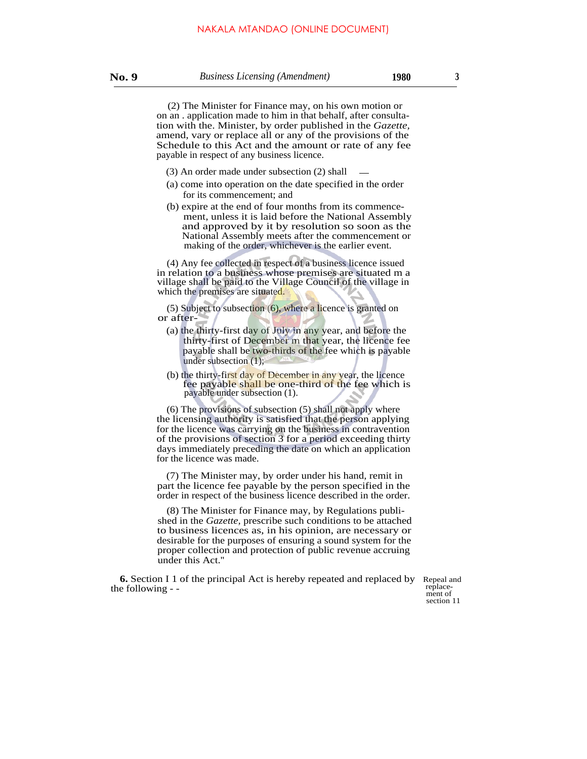(2) The Minister for Finance may, on his own motion or on an . application made to him in that behalf, after consultation with the. Minister, by order published in the *Gazette,* amend, vary or replace all or any of the provisions of the Schedule to this Act and the amount or rate of any fee payable in respect of any business licence.

(3) An order made under subsection (2) shall —

(a) come into operation on the date specified in the order for its commencement; and

(b) expire at the end of four months from its commencement, unless it is laid before the National Assembly and approved by it by resolution so soon as the National Assembly meets after the commencement or making of the order, whichever is the earlier event.

(4) Any fee collected in respect of a business licence issued in relation to a business whose premises are situated m a village shall be paid to the Village Council of the village in which the premises are situated.

(5) Subject to subsection (6), where a licence is granted on or after-

(a) the thirty-first day of July in any year, and before the thirty-first of December m that year, the licence fee payable shall be two-thirds of the fee which is payable under subsection (1);

(b) the thirty-first day of December in any year, the licence fee payable shall be one-third of the fee which is payable under subsection (1).

(6) The provisions of subsection (5) shall not apply where the licensing authority is satisfied that the person applying for the licence was carrying on the business in contravention of the provisions of section 3 for a period exceeding thirty days immediately preceding the date on which an application for the licence was made.

(7) The Minister may, by order under his hand, remit in part the licence fee payable by the person specified in the order in respect of the business licence described in the order.

(8) The Minister for Finance may, by Regulations published in the *Gazette,* prescribe such conditions to be attached to business licences as, in his opinion, are necessary or desirable for the purposes of ensuring a sound system for the proper collection and protection of public revenue accruing under this Act."

Repeal and replacement of section 11

**6.** Section I 1 of the principal Act is hereby repeated and replaced by the following - -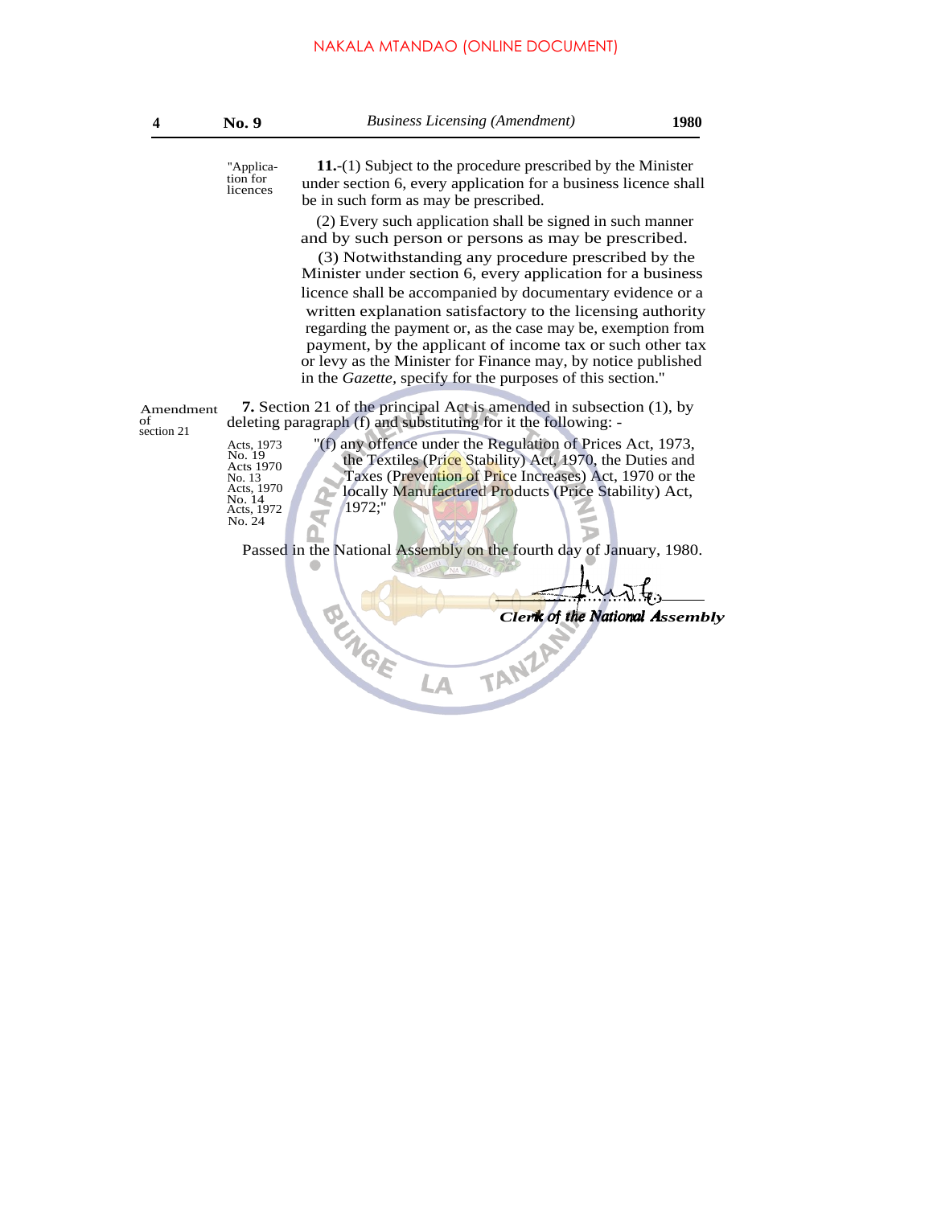"Application for licences

**11.**-(1) Subject to the procedure prescribed by the Minister under section 6, every application for a business licence shall be in such form as may be prescribed.

(2) Every such application shall be signed in such manner and by such person or persons as may be prescribed.

(3) Notwithstanding any procedure prescribed by the Minister under section 6, every application for a business licence shall be accompanied by documentary evidence or a written explanation satisfactory to the licensing authority regarding the payment or, as the case may be, exemption from payment, by the applicant of income tax or such other tax or levy as the Minister for Finance may, by notice published in the *Gazette*, specify for the purposes of this section."

Amendment of section 21

**7.** Section 21 of the principal Act is amended in subsection (1), by deleting paragraph (f) and substituting for it the following: -

Acts, 1973 No. 19
Acts 1970 No. 13
Acts, 1970 No. 14
Acts, 1972 No. 24

"(f) any offence under the Regulation of Prices Act, 1973, the Textiles (Price Stability) Act, 1970, the Duties and Taxes (Prevention of Price Increases) Act, 1970 or the locally Manufactured Products (Price Stability) Act, 1972;"

Passed in the National Assembly on the fourth day of January, 1980.

*Clerk of the National Assembly*